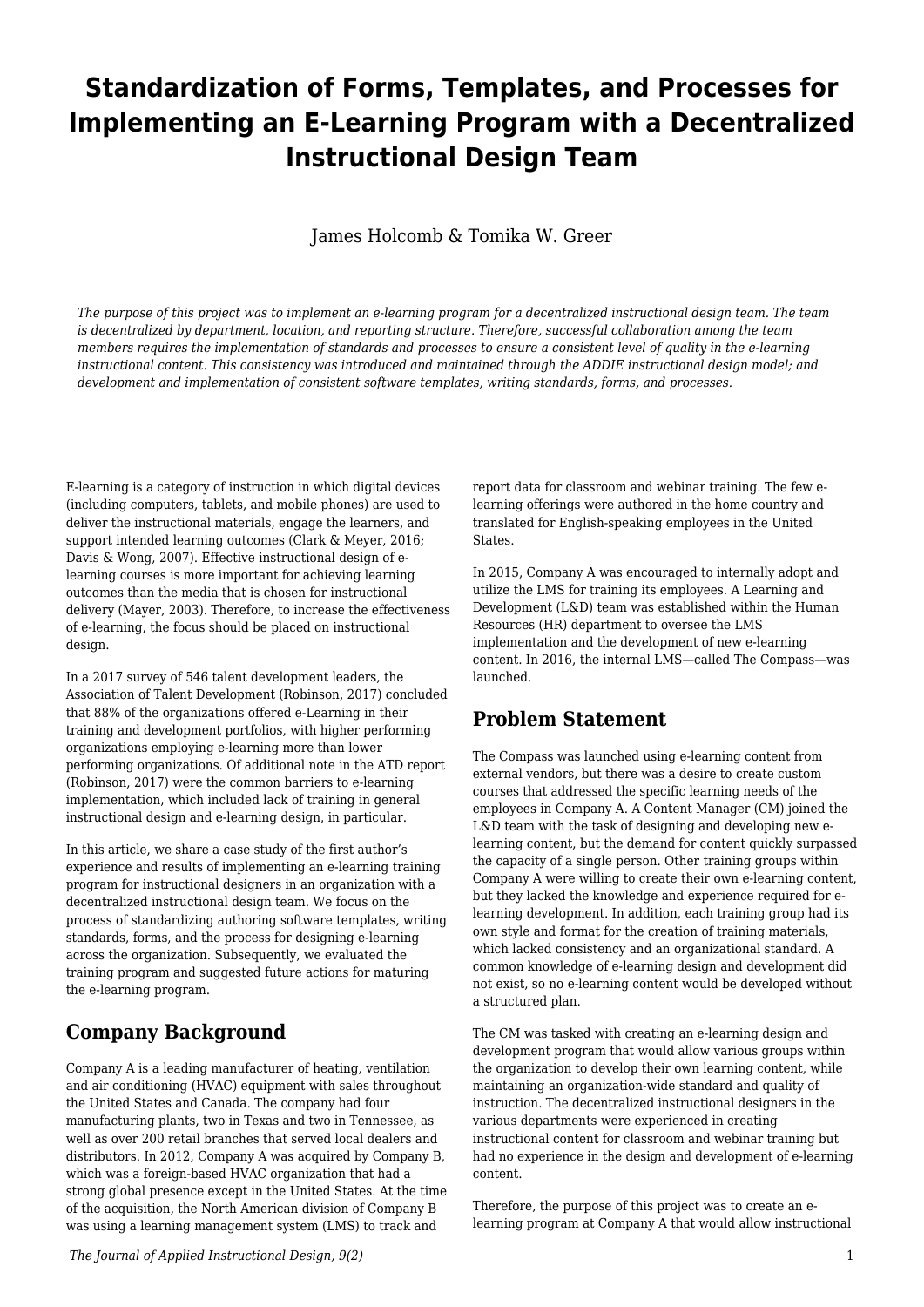# Standardization of Forms, Templates, and Processes for Implementing an E-Learning Program with a Decentralized Instructional Design Team

James Holcomb & Tomika W. Greer

*The purpose of this project was to implement an e-learning program for a decentralized instructional design team. The team is decentralized by department, location, and reporting structure. Therefore, successful collaboration among the team members requires the implementation of standards and processes to ensure a consistent level of quality in the e-learning instructional content. This consistency was introduced and maintained through the ADDIE instructional design model; and development and implementation of consistent software templates, writing standards, forms, and processes.*

E-learning is a category of instruction in which digital devices (including computers, tablets, and mobile phones) are used to deliver the instructional materials, engage the learners, and support intended learning outcomes (Clark & Meyer, 2016; Davis & Wong, 2007). Effective instructional design of e-learning courses is more important for achieving learning outcomes than the media that is chosen for instructional delivery (Mayer, 2003). Therefore, to increase the effectiveness of e-learning, the focus should be placed on instructional design.

In a 2017 survey of 546 talent development leaders, the Association of Talent Development (Robinson, 2017) concluded that 88% of the organizations offered e-Learning in their training and development portfolios, with higher performing organizations employing e-learning more than lower performing organizations. Of additional note in the ATD report (Robinson, 2017) were the common barriers to e-learning implementation, which included lack of training in general instructional design and e-learning design, in particular.

In this article, we share a case study of the first author's experience and results of implementing an e-learning training program for instructional designers in an organization with a decentralized instructional design team. We focus on the process of standardizing authoring software templates, writing standards, forms, and the process for designing e-learning across the organization. Subsequently, we evaluated the training program and suggested future actions for maturing the e-learning program.

## Company Background

Company A is a leading manufacturer of heating, ventilation and air conditioning (HVAC) equipment with sales throughout the United States and Canada. The company had four manufacturing plants, two in Texas and two in Tennessee, as well as over 200 retail branches that served local dealers and distributors. In 2012, Company A was acquired by Company B, which was a foreign-based HVAC organization that had a strong global presence except in the United States. At the time of the acquisition, the North American division of Company B was using a learning management system (LMS) to track and report data for classroom and webinar training. The few e-learning offerings were authored in the home country and translated for English-speaking employees in the United States.

In 2015, Company A was encouraged to internally adopt and utilize the LMS for training its employees. A Learning and Development (L&D) team was established within the Human Resources (HR) department to oversee the LMS implementation and the development of new e-learning content. In 2016, the internal LMS—called The Compass—was launched.

## Problem Statement

The Compass was launched using e-learning content from external vendors, but there was a desire to create custom courses that addressed the specific learning needs of the employees in Company A. A Content Manager (CM) joined the L&D team with the task of designing and developing new e-learning content, but the demand for content quickly surpassed the capacity of a single person. Other training groups within Company A were willing to create their own e-learning content, but they lacked the knowledge and experience required for e-learning development. In addition, each training group had its own style and format for the creation of training materials, which lacked consistency and an organizational standard. A common knowledge of e-learning design and development did not exist, so no e-learning content would be developed without a structured plan.

The CM was tasked with creating an e-learning design and development program that would allow various groups within the organization to develop their own learning content, while maintaining an organization-wide standard and quality of instruction. The decentralized instructional designers in the various departments were experienced in creating instructional content for classroom and webinar training but had no experience in the design and development of e-learning content.

Therefore, the purpose of this project was to create an e-learning program at Company A that would allow instructional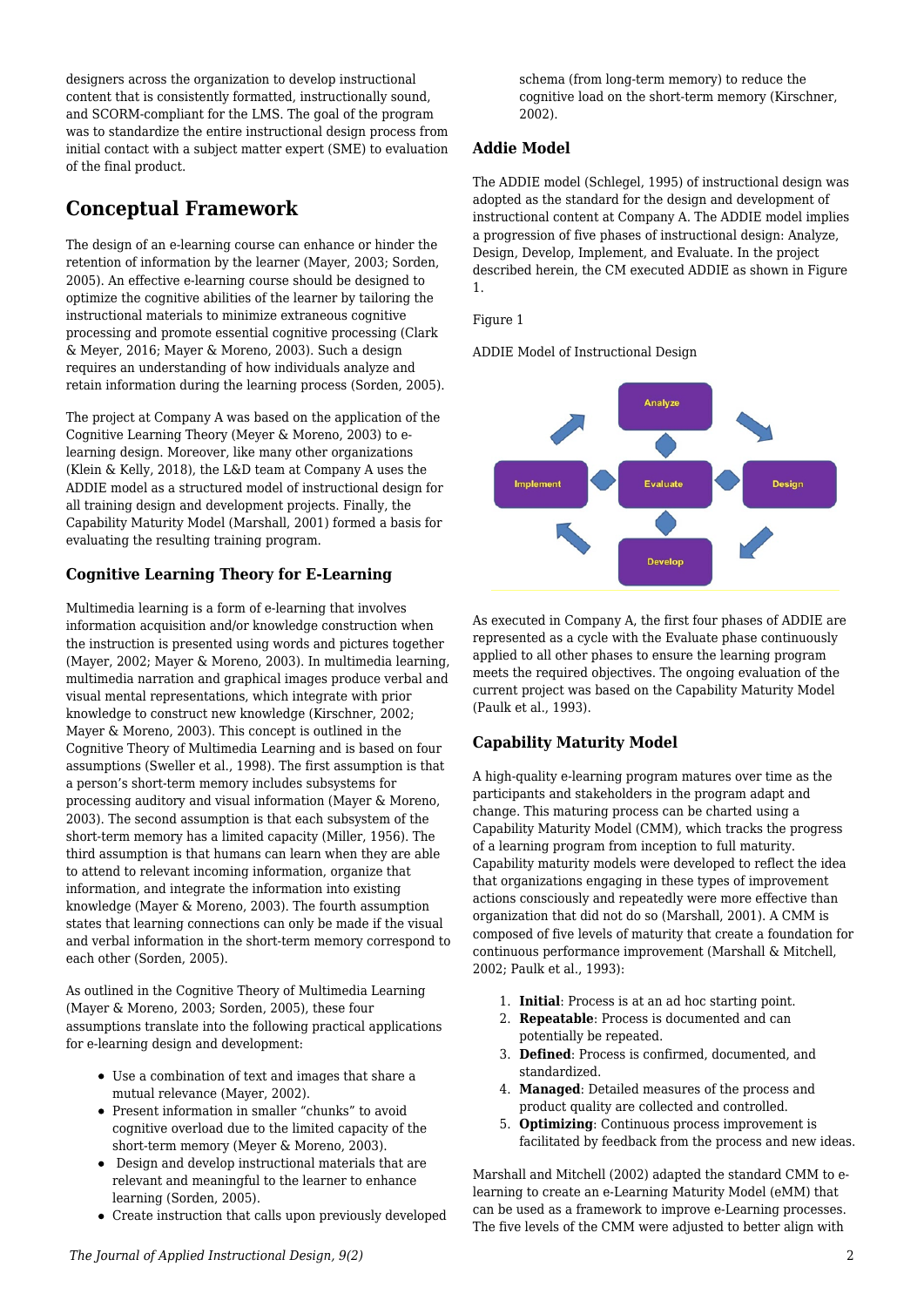designers across the organization to develop instructional content that is consistently formatted, instructionally sound, and SCORM-compliant for the LMS. The goal of the program was to standardize the entire instructional design process from initial contact with a subject matter expert (SME) to evaluation of the final product.

## Conceptual Framework

The design of an e-learning course can enhance or hinder the retention of information by the learner (Mayer, 2003; Sorden, 2005). An effective e-learning course should be designed to optimize the cognitive abilities of the learner by tailoring the instructional materials to minimize extraneous cognitive processing and promote essential cognitive processing (Clark & Meyer, 2016; Mayer & Moreno, 2003). Such a design requires an understanding of how individuals analyze and retain information during the learning process (Sorden, 2005).

The project at Company A was based on the application of the Cognitive Learning Theory (Meyer & Moreno, 2003) to e-learning design. Moreover, like many other organizations (Klein & Kelly, 2018), the L&D team at Company A uses the ADDIE model as a structured model of instructional design for all training design and development projects. Finally, the Capability Maturity Model (Marshall, 2001) formed a basis for evaluating the resulting training program.

### Cognitive Learning Theory for E-Learning

Multimedia learning is a form of e-learning that involves information acquisition and/or knowledge construction when the instruction is presented using words and pictures together (Mayer, 2002; Mayer & Moreno, 2003). In multimedia learning, multimedia narration and graphical images produce verbal and visual mental representations, which integrate with prior knowledge to construct new knowledge (Kirschner, 2002; Mayer & Moreno, 2003). This concept is outlined in the Cognitive Theory of Multimedia Learning and is based on four assumptions (Sweller et al., 1998). The first assumption is that a person's short-term memory includes subsystems for processing auditory and visual information (Mayer & Moreno, 2003). The second assumption is that each subsystem of the short-term memory has a limited capacity (Miller, 1956). The third assumption is that humans can learn when they are able to attend to relevant incoming information, organize that information, and integrate the information into existing knowledge (Mayer & Moreno, 2003). The fourth assumption states that learning connections can only be made if the visual and verbal information in the short-term memory correspond to each other (Sorden, 2005).

As outlined in the Cognitive Theory of Multimedia Learning (Mayer & Moreno, 2003; Sorden, 2005), these four assumptions translate into the following practical applications for e-learning design and development:

- Use a combination of text and images that share a mutual relevance (Mayer, 2002).
- Present information in smaller "chunks" to avoid cognitive overload due to the limited capacity of the short-term memory (Meyer & Moreno, 2003).
- Design and develop instructional materials that are relevant and meaningful to the learner to enhance learning (Sorden, 2005).
- Create instruction that calls upon previously developed schema (from long-term memory) to reduce the cognitive load on the short-term memory (Kirschner, 2002).

### Addie Model

The ADDIE model (Schlegel, 1995) of instructional design was adopted as the standard for the design and development of instructional content at Company A. The ADDIE model implies a progression of five phases of instructional design: Analyze, Design, Develop, Implement, and Evaluate. In the project described herein, the CM executed ADDIE as shown in Figure 1.

Figure 1

ADDIE Model of Instructional Design

As executed in Company A, the first four phases of ADDIE are represented as a cycle with the Evaluate phase continuously applied to all other phases to ensure the learning program meets the required objectives. The ongoing evaluation of the current project was based on the Capability Maturity Model (Paulk et al., 1993).

### Capability Maturity Model

A high-quality e-learning program matures over time as the participants and stakeholders in the program adapt and change. This maturing process can be charted using a Capability Maturity Model (CMM), which tracks the progress of a learning program from inception to full maturity. Capability maturity models were developed to reflect the idea that organizations engaging in these types of improvement actions consciously and repeatedly were more effective than organization that did not do so (Marshall, 2001). A CMM is composed of five levels of maturity that create a foundation for continuous performance improvement (Marshall & Mitchell, 2002; Paulk et al., 1993):

1. **Initial**: Process is at an ad hoc starting point.
2. **Repeatable**: Process is documented and can potentially be repeated.
3. **Defined**: Process is confirmed, documented, and standardized.
4. **Managed**: Detailed measures of the process and product quality are collected and controlled.
5. **Optimizing**: Continuous process improvement is facilitated by feedback from the process and new ideas.

Marshall and Mitchell (2002) adapted the standard CMM to e-learning to create an e-Learning Maturity Model (eMM) that can be used as a framework to improve e-Learning processes. The five levels of the CMM were adjusted to better align with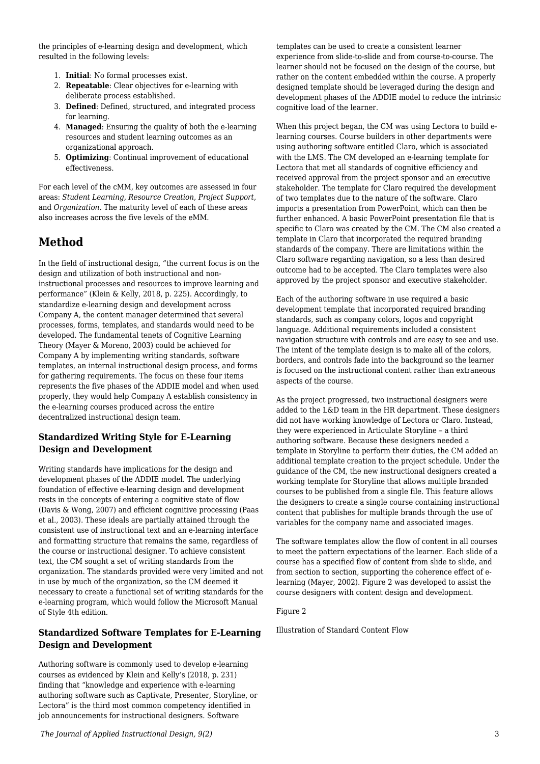the principles of e-learning design and development, which resulted in the following levels:

1. **Initial**: No formal processes exist.
2. **Repeatable**: Clear objectives for e-learning with deliberate process established.
3. **Defined**: Defined, structured, and integrated process for learning.
4. **Managed**: Ensuring the quality of both the e-learning resources and student learning outcomes as an organizational approach.
5. **Optimizing**: Continual improvement of educational effectiveness.

For each level of the cMM, key outcomes are assessed in four areas: *Student Learning*, *Resource Creation*, *Project Support*, and *Organization*. The maturity level of each of these areas also increases across the five levels of the eMM.

## Method

In the field of instructional design, "the current focus is on the design and utilization of both instructional and non-instructional processes and resources to improve learning and performance" (Klein & Kelly, 2018, p. 225). Accordingly, to standardize e-learning design and development across Company A, the content manager determined that several processes, forms, templates, and standards would need to be developed. The fundamental tenets of Cognitive Learning Theory (Mayer & Moreno, 2003) could be achieved for Company A by implementing writing standards, software templates, an internal instructional design process, and forms for gathering requirements. The focus on these four items represents the five phases of the ADDIE model and when used properly, they would help Company A establish consistency in the e-learning courses produced across the entire decentralized instructional design team.

### Standardized Writing Style for E-Learning Design and Development

Writing standards have implications for the design and development phases of the ADDIE model. The underlying foundation of effective e-learning design and development rests in the concepts of entering a cognitive state of flow (Davis & Wong, 2007) and efficient cognitive processing (Paas et al., 2003). These ideals are partially attained through the consistent use of instructional text and an e-learning interface and formatting structure that remains the same, regardless of the course or instructional designer. To achieve consistent text, the CM sought a set of writing standards from the organization. The standards provided were very limited and not in use by much of the organization, so the CM deemed it necessary to create a functional set of writing standards for the e-learning program, which would follow the Microsoft Manual of Style 4th edition.

### Standardized Software Templates for E-Learning Design and Development

Authoring software is commonly used to develop e-learning courses as evidenced by Klein and Kelly's (2018, p. 231) finding that "knowledge and experience with e-learning authoring software such as Captivate, Presenter, Storyline, or Lectora" is the third most common competency identified in job announcements for instructional designers. Software templates can be used to create a consistent learner experience from slide-to-slide and from course-to-course. The learner should not be focused on the design of the course, but rather on the content embedded within the course. A properly designed template should be leveraged during the design and development phases of the ADDIE model to reduce the intrinsic cognitive load of the learner.

When this project began, the CM was using Lectora to build e-learning courses. Course builders in other departments were using authoring software entitled Claro, which is associated with the LMS. The CM developed an e-learning template for Lectora that met all standards of cognitive efficiency and received approval from the project sponsor and an executive stakeholder. The template for Claro required the development of two templates due to the nature of the software. Claro imports a presentation from PowerPoint, which can then be further enhanced. A basic PowerPoint presentation file that is specific to Claro was created by the CM. The CM also created a template in Claro that incorporated the required branding standards of the company. There are limitations within the Claro software regarding navigation, so a less than desired outcome had to be accepted. The Claro templates were also approved by the project sponsor and executive stakeholder.

Each of the authoring software in use required a basic development template that incorporated required branding standards, such as company colors, logos and copyright language. Additional requirements included a consistent navigation structure with controls and are easy to see and use. The intent of the template design is to make all of the colors, borders, and controls fade into the background so the learner is focused on the instructional content rather than extraneous aspects of the course.

As the project progressed, two instructional designers were added to the L&D team in the HR department. These designers did not have working knowledge of Lectora or Claro. Instead, they were experienced in Articulate Storyline – a third authoring software. Because these designers needed a template in Storyline to perform their duties, the CM added an additional template creation to the project schedule. Under the guidance of the CM, the new instructional designers created a working template for Storyline that allows multiple branded courses to be published from a single file. This feature allows the designers to create a single course containing instructional content that publishes for multiple brands through the use of variables for the company name and associated images.

The software templates allow the flow of content in all courses to meet the pattern expectations of the learner. Each slide of a course has a specified flow of content from slide to slide, and from section to section, supporting the coherence effect of e-learning (Mayer, 2002). Figure 2 was developed to assist the course designers with content design and development.

Figure 2

Illustration of Standard Content Flow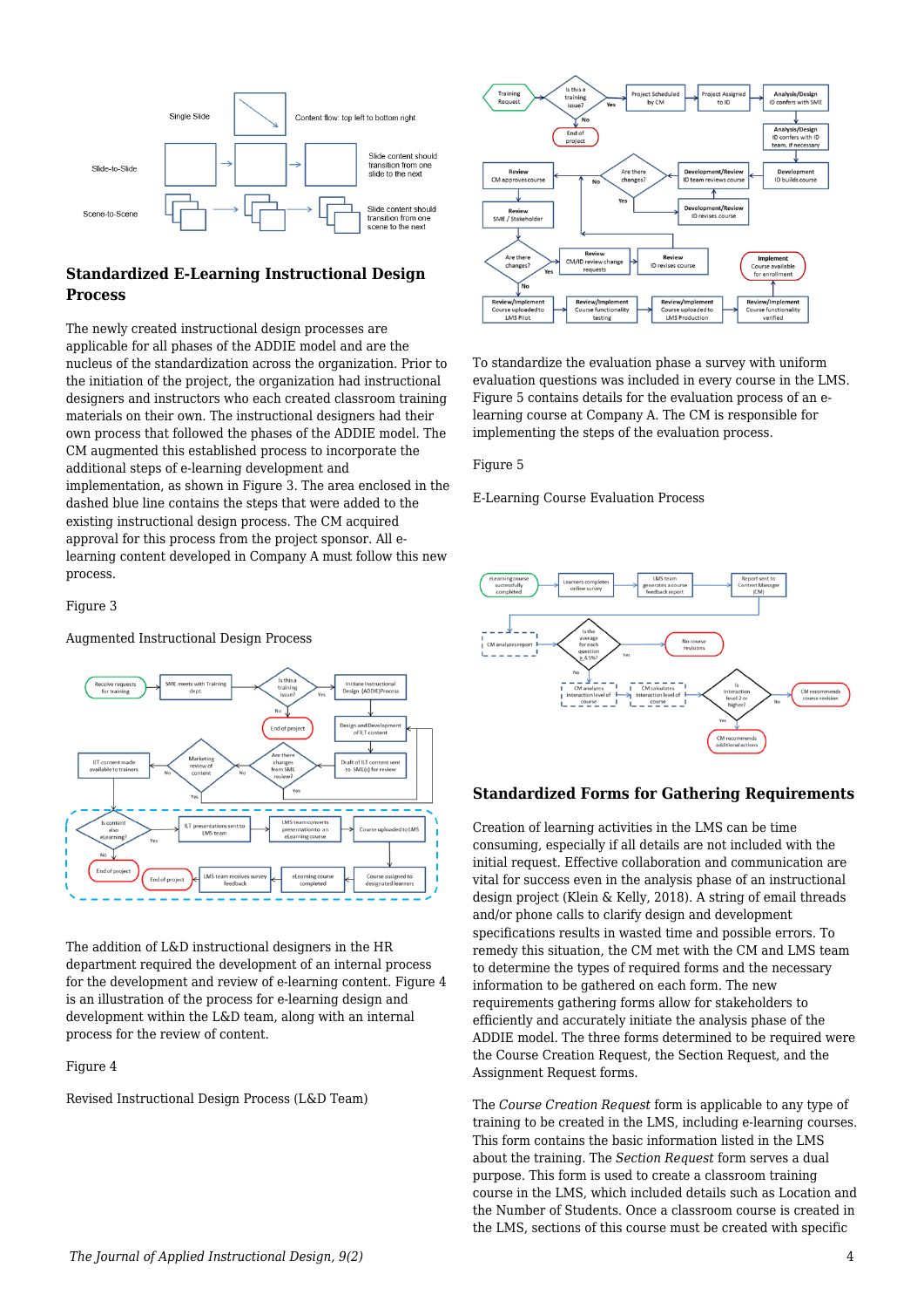## Standardized E-Learning Instructional Design Process

The newly created instructional design processes are applicable for all phases of the ADDIE model and are the nucleus of the standardization across the organization. Prior to the initiation of the project, the organization had instructional designers and instructors who each created classroom training materials on their own. The instructional designers had their own process that followed the phases of the ADDIE model. The CM augmented this established process to incorporate the additional steps of e-learning development and implementation, as shown in Figure 3. The area enclosed in the dashed blue line contains the steps that were added to the existing instructional design process. The CM acquired approval for this process from the project sponsor. All e-learning content developed in Company A must follow this new process.

Figure 3

Augmented Instructional Design Process

The addition of L&D instructional designers in the HR department required the development of an internal process for the development and review of e-learning content. Figure 4 is an illustration of the process for e-learning design and development within the L&D team, along with an internal process for the review of content.

Figure 4

Revised Instructional Design Process (L&D Team)

To standardize the evaluation phase a survey with uniform evaluation questions was included in every course in the LMS. Figure 5 contains details for the evaluation process of an e-learning course at Company A. The CM is responsible for implementing the steps of the evaluation process.

Figure 5

E-Learning Course Evaluation Process

## Standardized Forms for Gathering Requirements

Creation of learning activities in the LMS can be time consuming, especially if all details are not included with the initial request. Effective collaboration and communication are vital for success even in the analysis phase of an instructional design project (Klein & Kelly, 2018). A string of email threads and/or phone calls to clarify design and development specifications results in wasted time and possible errors. To remedy this situation, the CM met with the CM and LMS team to determine the types of required forms and the necessary information to be gathered on each form. The new requirements gathering forms allow for stakeholders to efficiently and accurately initiate the analysis phase of the ADDIE model. The three forms determined to be required were the Course Creation Request, the Section Request, and the Assignment Request forms.

The *Course Creation Request* form is applicable to any type of training to be created in the LMS, including e-learning courses. This form contains the basic information listed in the LMS about the training. The *Section Request* form serves a dual purpose. This form is used to create a classroom training course in the LMS, which included details such as Location and the Number of Students. Once a classroom course is created in the LMS, sections of this course must be created with specific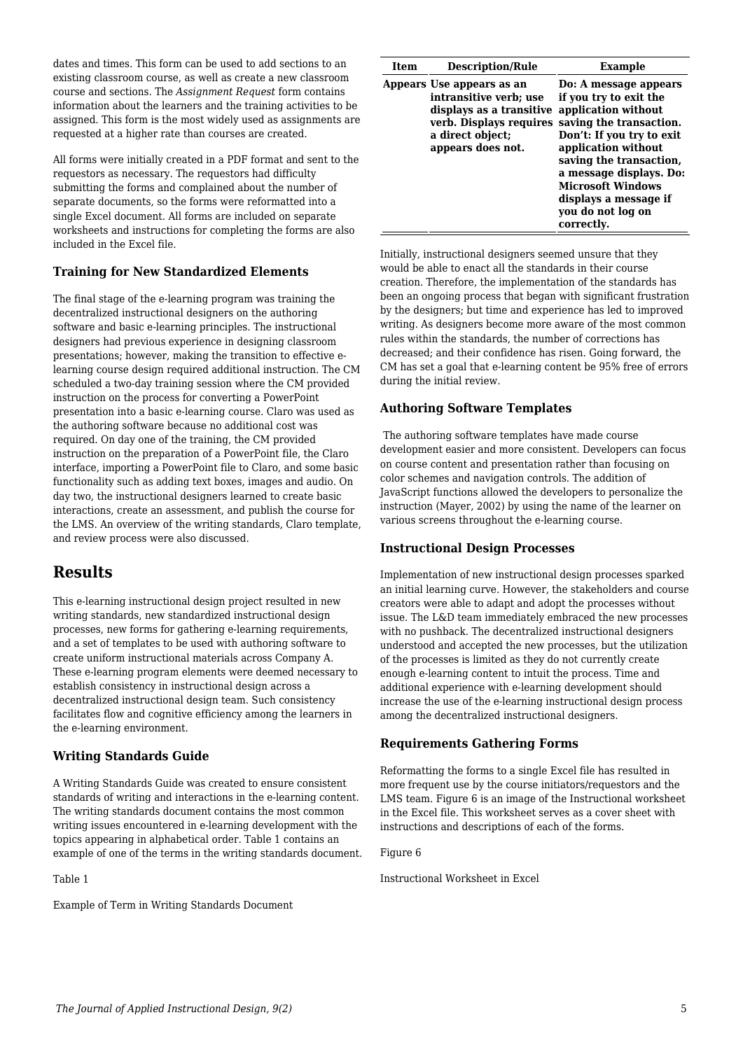dates and times. This form can be used to add sections to an existing classroom course, as well as create a new classroom course and sections. The *Assignment Request* form contains information about the learners and the training activities to be assigned. This form is the most widely used as assignments are requested at a higher rate than courses are created.

All forms were initially created in a PDF format and sent to the requestors as necessary. The requestors had difficulty submitting the forms and complained about the number of separate documents, so the forms were reformatted into a single Excel document. All forms are included on separate worksheets and instructions for completing the forms are also included in the Excel file.

### Training for New Standardized Elements

The final stage of the e-learning program was training the decentralized instructional designers on the authoring software and basic e-learning principles. The instructional designers had previous experience in designing classroom presentations; however, making the transition to effective e-learning course design required additional instruction. The CM scheduled a two-day training session where the CM provided instruction on the process for converting a PowerPoint presentation into a basic e-learning course. Claro was used as the authoring software because no additional cost was required. On day one of the training, the CM provided instruction on the preparation of a PowerPoint file, the Claro interface, importing a PowerPoint file to Claro, and some basic functionality such as adding text boxes, images and audio. On day two, the instructional designers learned to create basic interactions, create an assessment, and publish the course for the LMS. An overview of the writing standards, Claro template, and review process were also discussed.

## Results

This e-learning instructional design project resulted in new writing standards, new standardized instructional design processes, new forms for gathering e-learning requirements, and a set of templates to be used with authoring software to create uniform instructional materials across Company A. These e-learning program elements were deemed necessary to establish consistency in instructional design across a decentralized instructional design team. Such consistency facilitates flow and cognitive efficiency among the learners in the e-learning environment.

### Writing Standards Guide

A Writing Standards Guide was created to ensure consistent standards of writing and interactions in the e-learning content. The writing standards document contains the most common writing issues encountered in e-learning development with the topics appearing in alphabetical order. Table 1 contains an example of one of the terms in the writing standards document.

Table 1

Example of Term in Writing Standards Document

| Item | Description/Rule | Example |
|---|---|---|
| **Appears** | **Use appears as an intransitive verb; use displays as a transitive verb. Displays requires a direct object; appears does not.** | **Do: A message appears if you try to exit the application without saving the transaction. Don't: If you try to exit application without saving the transaction, a message displays. Do: Microsoft Windows displays a message if you do not log on correctly.** |

Initially, instructional designers seemed unsure that they would be able to enact all the standards in their course creation. Therefore, the implementation of the standards has been an ongoing process that began with significant frustration by the designers; but time and experience has led to improved writing. As designers become more aware of the most common rules within the standards, the number of corrections has decreased; and their confidence has risen. Going forward, the CM has set a goal that e-learning content be 95% free of errors during the initial review.

### Authoring Software Templates

The authoring software templates have made course development easier and more consistent. Developers can focus on course content and presentation rather than focusing on color schemes and navigation controls. The addition of JavaScript functions allowed the developers to personalize the instruction (Mayer, 2002) by using the name of the learner on various screens throughout the e-learning course.

### Instructional Design Processes

Implementation of new instructional design processes sparked an initial learning curve. However, the stakeholders and course creators were able to adapt and adopt the processes without issue. The L&D team immediately embraced the new processes with no pushback. The decentralized instructional designers understood and accepted the new processes, but the utilization of the processes is limited as they do not currently create enough e-learning content to intuit the process. Time and additional experience with e-learning development should increase the use of the e-learning instructional design process among the decentralized instructional designers.

### Requirements Gathering Forms

Reformatting the forms to a single Excel file has resulted in more frequent use by the course initiators/requestors and the LMS team. Figure 6 is an image of the Instructional worksheet in the Excel file. This worksheet serves as a cover sheet with instructions and descriptions of each of the forms.

Figure 6

Instructional Worksheet in Excel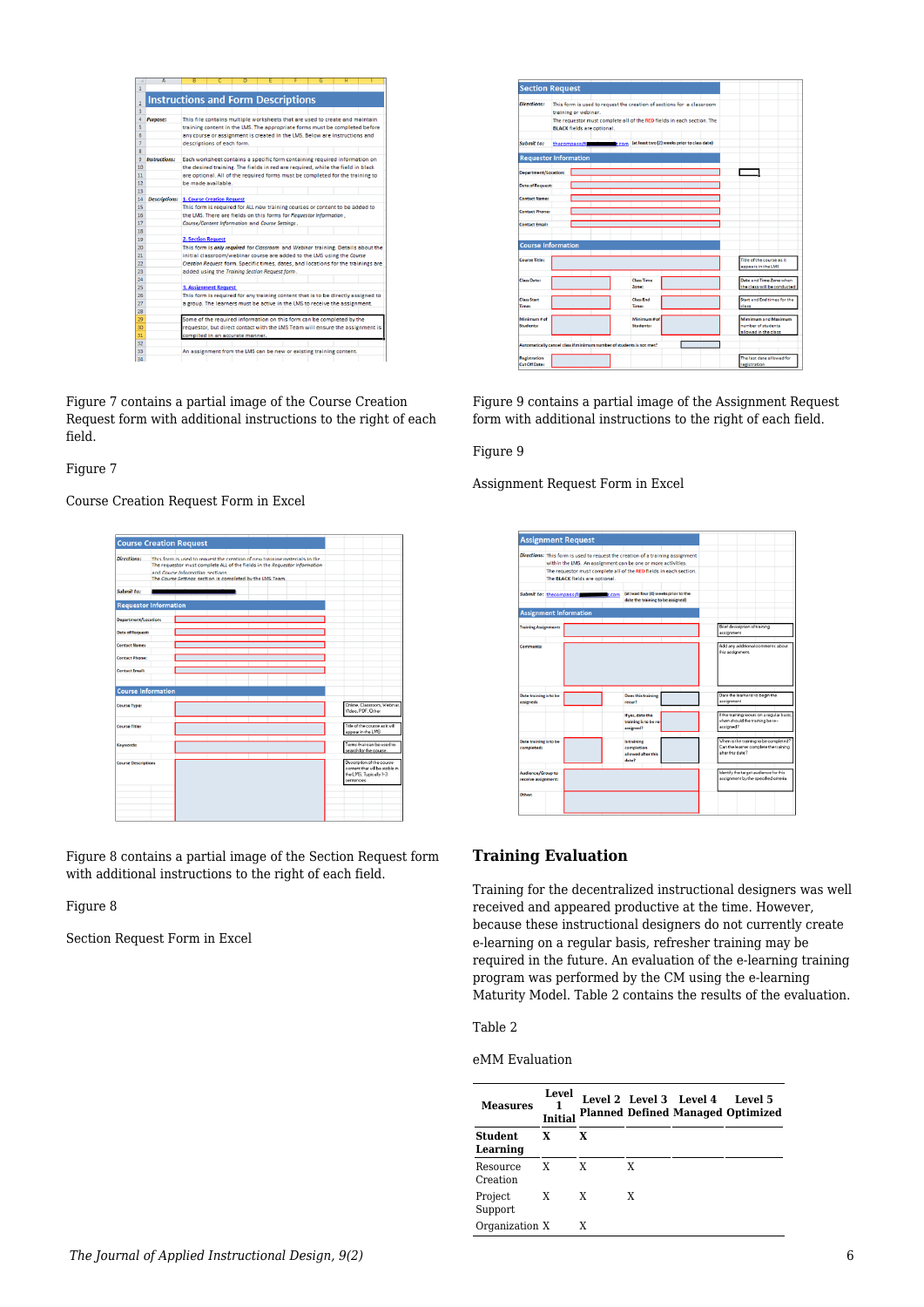Figure 7 contains a partial image of the Course Creation Request form with additional instructions to the right of each field.

Figure 7

Course Creation Request Form in Excel

Figure 8 contains a partial image of the Section Request form with additional instructions to the right of each field.

Figure 8

Section Request Form in Excel

Figure 9 contains a partial image of the Assignment Request form with additional instructions to the right of each field.

Figure 9

Assignment Request Form in Excel

## Training Evaluation

Training for the decentralized instructional designers was well received and appeared productive at the time. However, because these instructional designers do not currently create e-learning on a regular basis, refresher training may be required in the future. An evaluation of the e-learning training program was performed by the CM using the e-learning Maturity Model. Table 2 contains the results of the evaluation.

Table 2

eMM Evaluation

| Measures | Level 1 Initial | Level 2 Planned | Level 3 Defined | Level 4 Managed | Level 5 Optimized |
|---|---|---|---|---|---|
| **Student Learning** | X | X | | | |
| Resource Creation | X | X | X | | |
| Project Support | X | X | X | | |
| Organization | X | X | | | |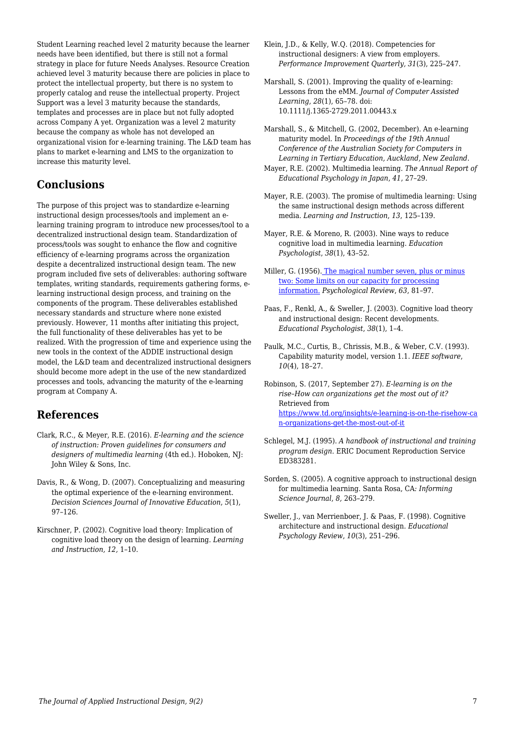Student Learning reached level 2 maturity because the learner needs have been identified, but there is still not a formal strategy in place for future Needs Analyses. Resource Creation achieved level 3 maturity because there are policies in place to protect the intellectual property, but there is no system to properly catalog and reuse the intellectual property. Project Support was a level 3 maturity because the standards, templates and processes are in place but not fully adopted across Company A yet. Organization was a level 2 maturity because the company as whole has not developed an organizational vision for e-learning training. The L&D team has plans to market e-learning and LMS to the organization to increase this maturity level.

## Conclusions

The purpose of this project was to standardize e-learning instructional design processes/tools and implement an e-learning training program to introduce new processes/tool to a decentralized instructional design team. Standardization of process/tools was sought to enhance the flow and cognitive efficiency of e-learning programs across the organization despite a decentralized instructional design team. The new program included five sets of deliverables: authoring software templates, writing standards, requirements gathering forms, e-learning instructional design process, and training on the components of the program. These deliverables established necessary standards and structure where none existed previously. However, 11 months after initiating this project, the full functionality of these deliverables has yet to be realized. With the progression of time and experience using the new tools in the context of the ADDIE instructional design model, the L&D team and decentralized instructional designers should become more adept in the use of the new standardized processes and tools, advancing the maturity of the e-learning program at Company A.

## References

Clark, R.C., & Meyer, R.E. (2016). *E-learning and the science of instruction: Proven guidelines for consumers and designers of multimedia learning* (4th ed.). Hoboken, NJ: John Wiley & Sons, Inc.

Davis, R., & Wong, D. (2007). Conceptualizing and measuring the optimal experience of the e-learning environment. *Decision Sciences Journal of Innovative Education*, *5*(1), 97–126.

Kirschner, P. (2002). Cognitive load theory: Implication of cognitive load theory on the design of learning. *Learning and Instruction, 12*, 1–10.

Klein, J.D., & Kelly, W.Q. (2018). Competencies for instructional designers: A view from employers. *Performance Improvement Quarterly, 31*(3), 225–247.

Marshall, S. (2001). Improving the quality of e-learning: Lessons from the eMM. *Journal of Computer Assisted Learning*, *28*(1), 65–78. doi: 10.1111/j.1365-2729.2011.00443.x

Marshall, S., & Mitchell, G. (2002, December). An e-learning maturity model. In *Proceedings of the 19th Annual Conference of the Australian Society for Computers in Learning in Tertiary Education, Auckland, New Zealand*.

Mayer, R.E. (2002). Multimedia learning. *The Annual Report of Educational Psychology in Japan*, *41*, 27–29.

Mayer, R.E. (2003). The promise of multimedia learning: Using the same instructional design methods across different media. *Learning and Instruction*, *13*, 125–139.

Mayer, R.E. & Moreno, R. (2003). Nine ways to reduce cognitive load in multimedia learning. *Education Psychologist*, *38*(1), 43–52.

Miller, G. (1956). [The magical number seven, plus or minus two: Some limits on our capacity for processing information.](#) *Psychological Review*, *63*, 81–97.

Paas, F., Renkl, A., & Sweller, J. (2003). Cognitive load theory and instructional design: Recent developments. *Educational Psychologist*, *38*(1), 1–4.

Paulk, M.C., Curtis, B., Chrissis, M.B., & Weber, C.V. (1993). Capability maturity model, version 1.1. *IEEE software*, *10*(4), 18–27.

Robinson, S. (2017, September 27). *E-learning is on the rise–How can organizations get the most out of it?* Retrieved from [https://www.td.org/insights/e-learning-is-on-the-risehow-can-organizations-get-the-most-out-of-it](https://www.td.org/insights/e-learning-is-on-the-risehow-can-organizations-get-the-most-out-of-it)

Schlegel, M.J. (1995). *A handbook of instructional and training program design*. ERIC Document Reproduction Service ED383281.

Sorden, S. (2005). A cognitive approach to instructional design for multimedia learning. Santa Rosa, CA*: Informing Science Journal*, *8,* 263–279.

Sweller, J., van Merrienboer, J. & Paas, F. (1998). Cognitive architecture and instructional design. *Educational Psychology Review*, *10*(3), 251–296.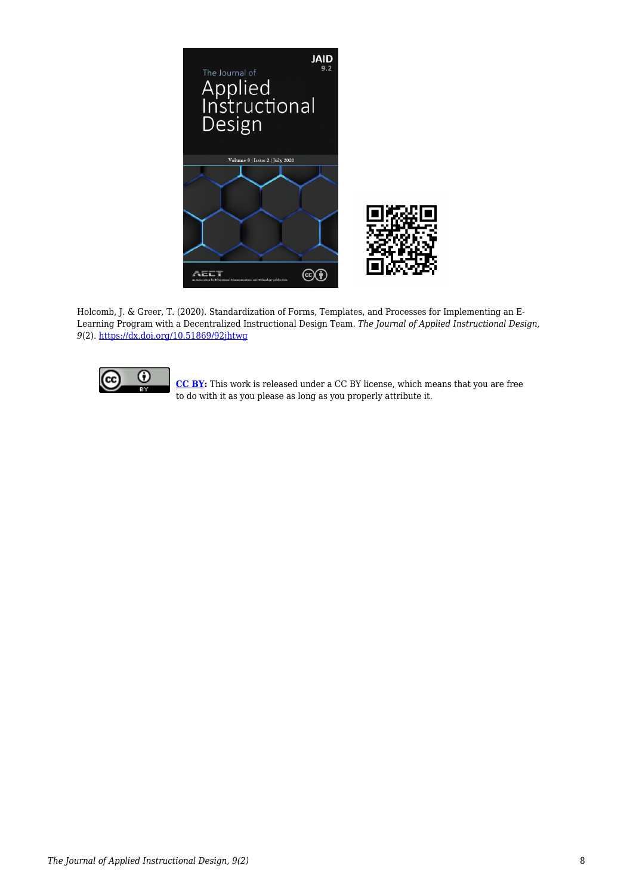Holcomb, J. & Greer, T. (2020). Standardization of Forms, Templates, and Processes for Implementing an E-Learning Program with a Decentralized Instructional Design Team. *The Journal of Applied Instructional Design, 9*(2). https://dx.doi.org/10.51869/92jhtwg

**CC BY:** This work is released under a CC BY license, which means that you are free to do with it as you please as long as you properly attribute it.